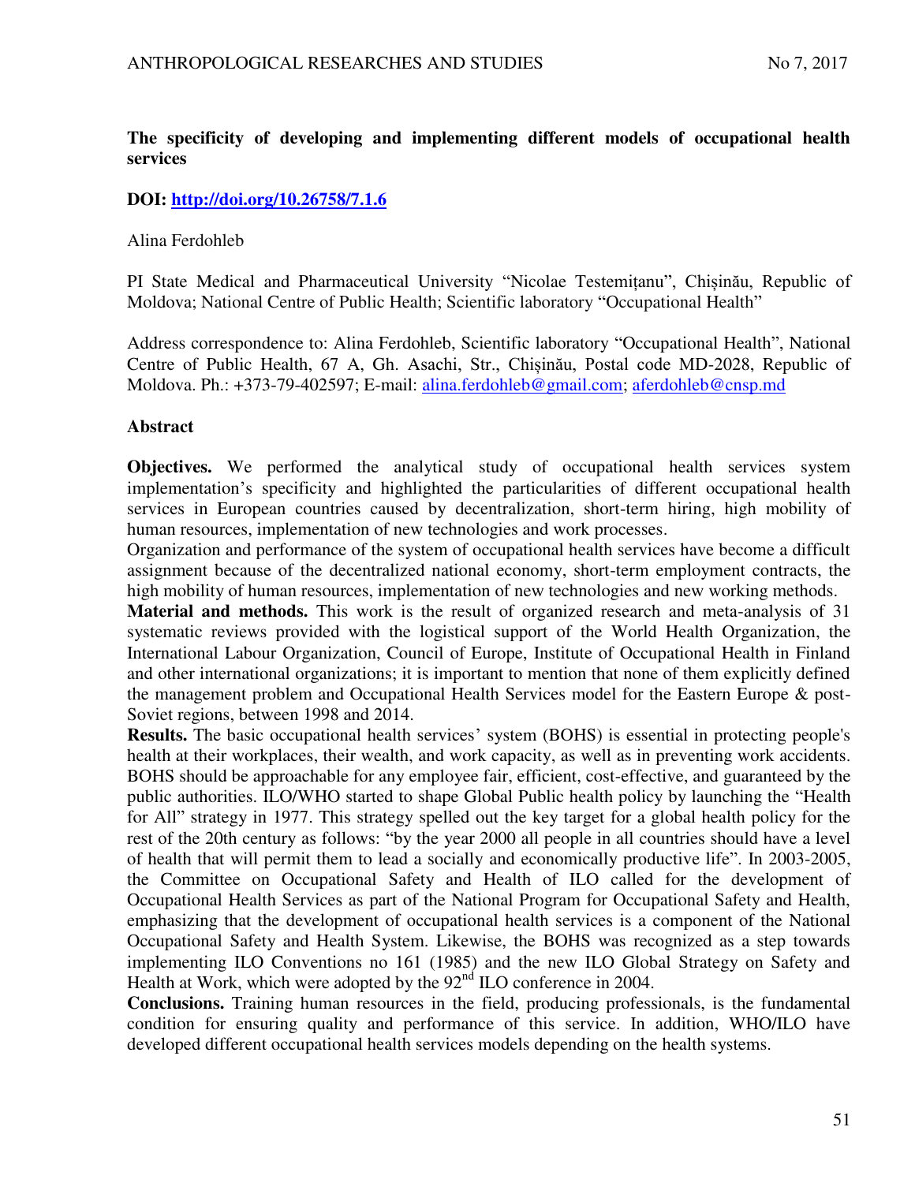# The specificity of developing and implementing different models of occupational health services

**DOI: http://doi.org/10.26758/7.1.6**

Alina Ferdohleb

PI State Medical and Pharmaceutical University "Nicolae Testemițanu", Chișinău, Republic of Moldova; National Centre of Public Health; Scientific laboratory "Occupational Health"

Address correspondence to: Alina Ferdohleb, Scientific laboratory "Occupational Health", National Centre of Public Health, 67 A, Gh. Asachi, Str., Chișinău, Postal code MD-2028, Republic of Moldova. Ph.: +373-79-402597; E-mail: alina.ferdohleb@gmail.com; aferdohleb@cnsp.md

## Abstract

**Objectives.** We performed the analytical study of occupational health services system implementation's specificity and highlighted the particularities of different occupational health services in European countries caused by decentralization, short-term hiring, high mobility of human resources, implementation of new technologies and work processes.

Organization and performance of the system of occupational health services have become a difficult assignment because of the decentralized national economy, short-term employment contracts, the high mobility of human resources, implementation of new technologies and new working methods.

**Material and methods.** This work is the result of organized research and meta-analysis of 31 systematic reviews provided with the logistical support of the World Health Organization, the International Labour Organization, Council of Europe, Institute of Occupational Health in Finland and other international organizations; it is important to mention that none of them explicitly defined the management problem and Occupational Health Services model for the Eastern Europe & post-Soviet regions, between 1998 and 2014.

**Results.** The basic occupational health services' system (BOHS) is essential in protecting people's health at their workplaces, their wealth, and work capacity, as well as in preventing work accidents. BOHS should be approachable for any employee fair, efficient, cost-effective, and guaranteed by the public authorities. ILO/WHO started to shape Global Public health policy by launching the "Health for All" strategy in 1977. This strategy spelled out the key target for a global health policy for the rest of the 20th century as follows: "by the year 2000 all people in all countries should have a level of health that will permit them to lead a socially and economically productive life". In 2003-2005, the Committee on Occupational Safety and Health of ILO called for the development of Occupational Health Services as part of the National Program for Occupational Safety and Health, emphasizing that the development of occupational health services is a component of the National Occupational Safety and Health System. Likewise, the BOHS was recognized as a step towards implementing ILO Conventions no 161 (1985) and the new ILO Global Strategy on Safety and Health at Work, which were adopted by the 92nd ILO conference in 2004.

**Conclusions.** Training human resources in the field, producing professionals, is the fundamental condition for ensuring quality and performance of this service. In addition, WHO/ILO have developed different occupational health services models depending on the health systems.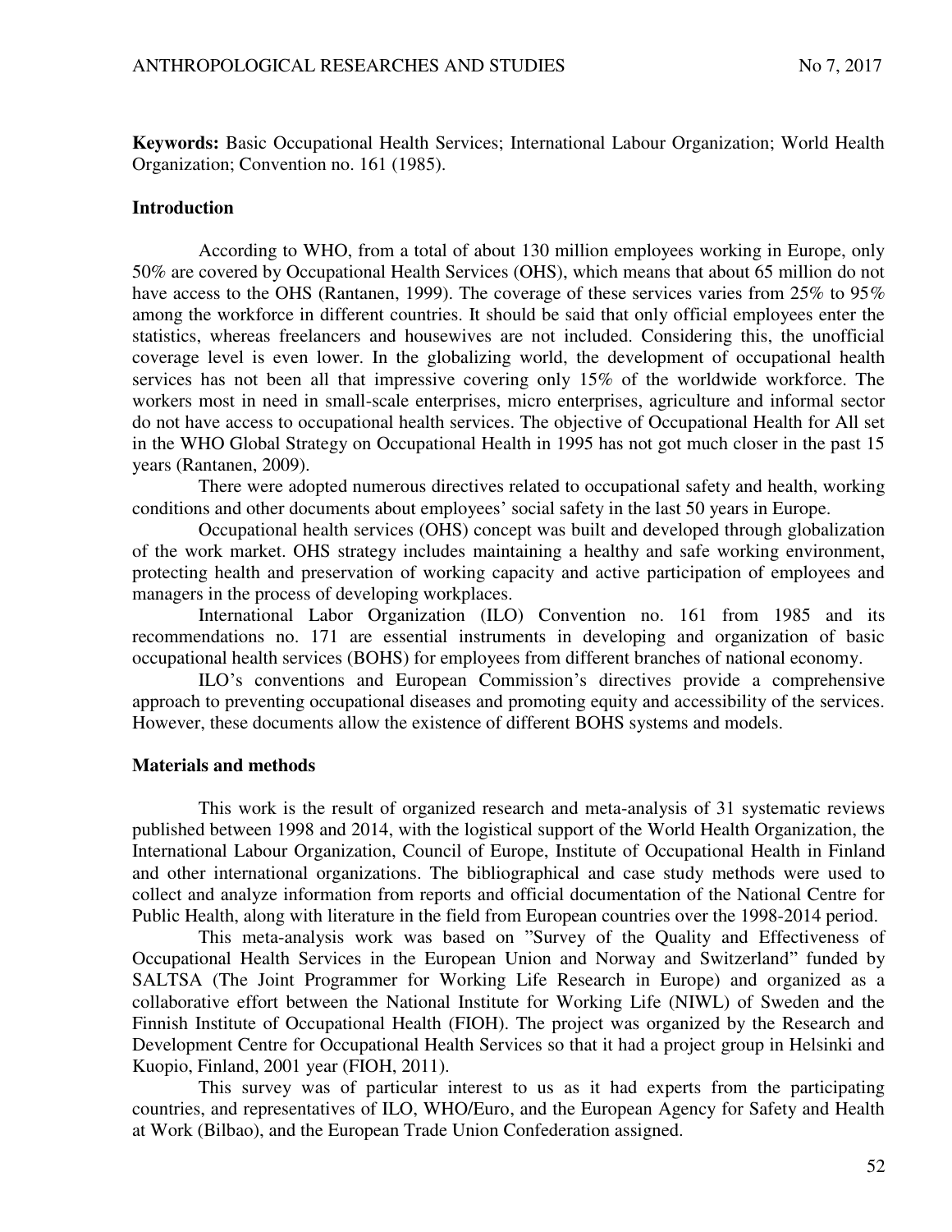**Keywords:** Basic Occupational Health Services; International Labour Organization; World Health Organization; Convention no. 161 (1985).

## Introduction

According to WHO, from a total of about 130 million employees working in Europe, only 50% are covered by Occupational Health Services (OHS), which means that about 65 million do not have access to the OHS (Rantanen, 1999). The coverage of these services varies from 25% to 95% among the workforce in different countries. It should be said that only official employees enter the statistics, whereas freelancers and housewives are not included. Considering this, the unofficial coverage level is even lower. In the globalizing world, the development of occupational health services has not been all that impressive covering only 15% of the worldwide workforce. The workers most in need in small-scale enterprises, micro enterprises, agriculture and informal sector do not have access to occupational health services. The objective of Occupational Health for All set in the WHO Global Strategy on Occupational Health in 1995 has not got much closer in the past 15 years (Rantanen, 2009).

There were adopted numerous directives related to occupational safety and health, working conditions and other documents about employees' social safety in the last 50 years in Europe.

Occupational health services (OHS) concept was built and developed through globalization of the work market. OHS strategy includes maintaining a healthy and safe working environment, protecting health and preservation of working capacity and active participation of employees and managers in the process of developing workplaces.

International Labor Organization (ILO) Convention no. 161 from 1985 and its recommendations no. 171 are essential instruments in developing and organization of basic occupational health services (BOHS) for employees from different branches of national economy.

ILO's conventions and European Commission's directives provide a comprehensive approach to preventing occupational diseases and promoting equity and accessibility of the services. However, these documents allow the existence of different BOHS systems and models.

## Materials and methods

This work is the result of organized research and meta-analysis of 31 systematic reviews published between 1998 and 2014, with the logistical support of the World Health Organization, the International Labour Organization, Council of Europe, Institute of Occupational Health in Finland and other international organizations. The bibliographical and case study methods were used to collect and analyze information from reports and official documentation of the National Centre for Public Health, along with literature in the field from European countries over the 1998-2014 period.

This meta-analysis work was based on "Survey of the Quality and Effectiveness of Occupational Health Services in the European Union and Norway and Switzerland" funded by SALTSA (The Joint Programmer for Working Life Research in Europe) and organized as a collaborative effort between the National Institute for Working Life (NIWL) of Sweden and the Finnish Institute of Occupational Health (FIOH). The project was organized by the Research and Development Centre for Occupational Health Services so that it had a project group in Helsinki and Kuopio, Finland, 2001 year (FIOH, 2011).

This survey was of particular interest to us as it had experts from the participating countries, and representatives of ILO, WHO/Euro, and the European Agency for Safety and Health at Work (Bilbao), and the European Trade Union Confederation assigned.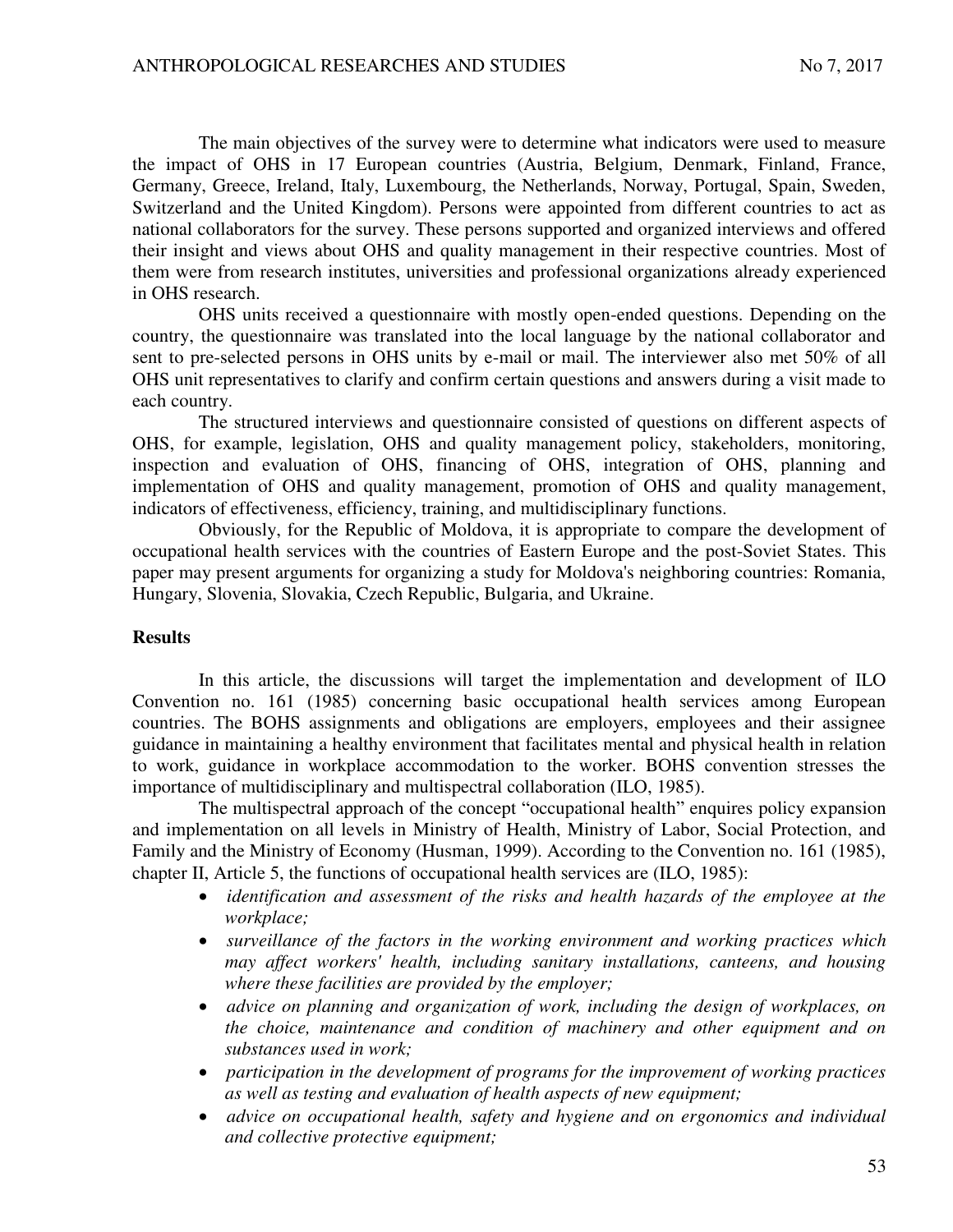The main objectives of the survey were to determine what indicators were used to measure the impact of OHS in 17 European countries (Austria, Belgium, Denmark, Finland, France, Germany, Greece, Ireland, Italy, Luxembourg, the Netherlands, Norway, Portugal, Spain, Sweden, Switzerland and the United Kingdom). Persons were appointed from different countries to act as national collaborators for the survey. These persons supported and organized interviews and offered their insight and views about OHS and quality management in their respective countries. Most of them were from research institutes, universities and professional organizations already experienced in OHS research.

OHS units received a questionnaire with mostly open-ended questions. Depending on the country, the questionnaire was translated into the local language by the national collaborator and sent to pre-selected persons in OHS units by e-mail or mail. The interviewer also met 50% of all OHS unit representatives to clarify and confirm certain questions and answers during a visit made to each country.

The structured interviews and questionnaire consisted of questions on different aspects of OHS, for example, legislation, OHS and quality management policy, stakeholders, monitoring, inspection and evaluation of OHS, financing of OHS, integration of OHS, planning and implementation of OHS and quality management, promotion of OHS and quality management, indicators of effectiveness, efficiency, training, and multidisciplinary functions.

Obviously, for the Republic of Moldova, it is appropriate to compare the development of occupational health services with the countries of Eastern Europe and the post-Soviet States. This paper may present arguments for organizing a study for Moldova's neighboring countries: Romania, Hungary, Slovenia, Slovakia, Czech Republic, Bulgaria, and Ukraine.

## Results

In this article, the discussions will target the implementation and development of ILO Convention no. 161 (1985) concerning basic occupational health services among European countries. The BOHS assignments and obligations are employers, employees and their assignee guidance in maintaining a healthy environment that facilitates mental and physical health in relation to work, guidance in workplace accommodation to the worker. BOHS convention stresses the importance of multidisciplinary and multispectral collaboration (ILO, 1985).

The multispectral approach of the concept "occupational health" enquires policy expansion and implementation on all levels in Ministry of Health, Ministry of Labor, Social Protection, and Family and the Ministry of Economy (Husman, 1999). According to the Convention no. 161 (1985), chapter II, Article 5, the functions of occupational health services are (ILO, 1985):

- *identification and assessment of the risks and health hazards of the employee at the workplace;*
- *surveillance of the factors in the working environment and working practices which may affect workers' health, including sanitary installations, canteens, and housing where these facilities are provided by the employer;*
- *advice on planning and organization of work, including the design of workplaces, on the choice, maintenance and condition of machinery and other equipment and on substances used in work;*
- *participation in the development of programs for the improvement of working practices as well as testing and evaluation of health aspects of new equipment;*
- *advice on occupational health, safety and hygiene and on ergonomics and individual and collective protective equipment;*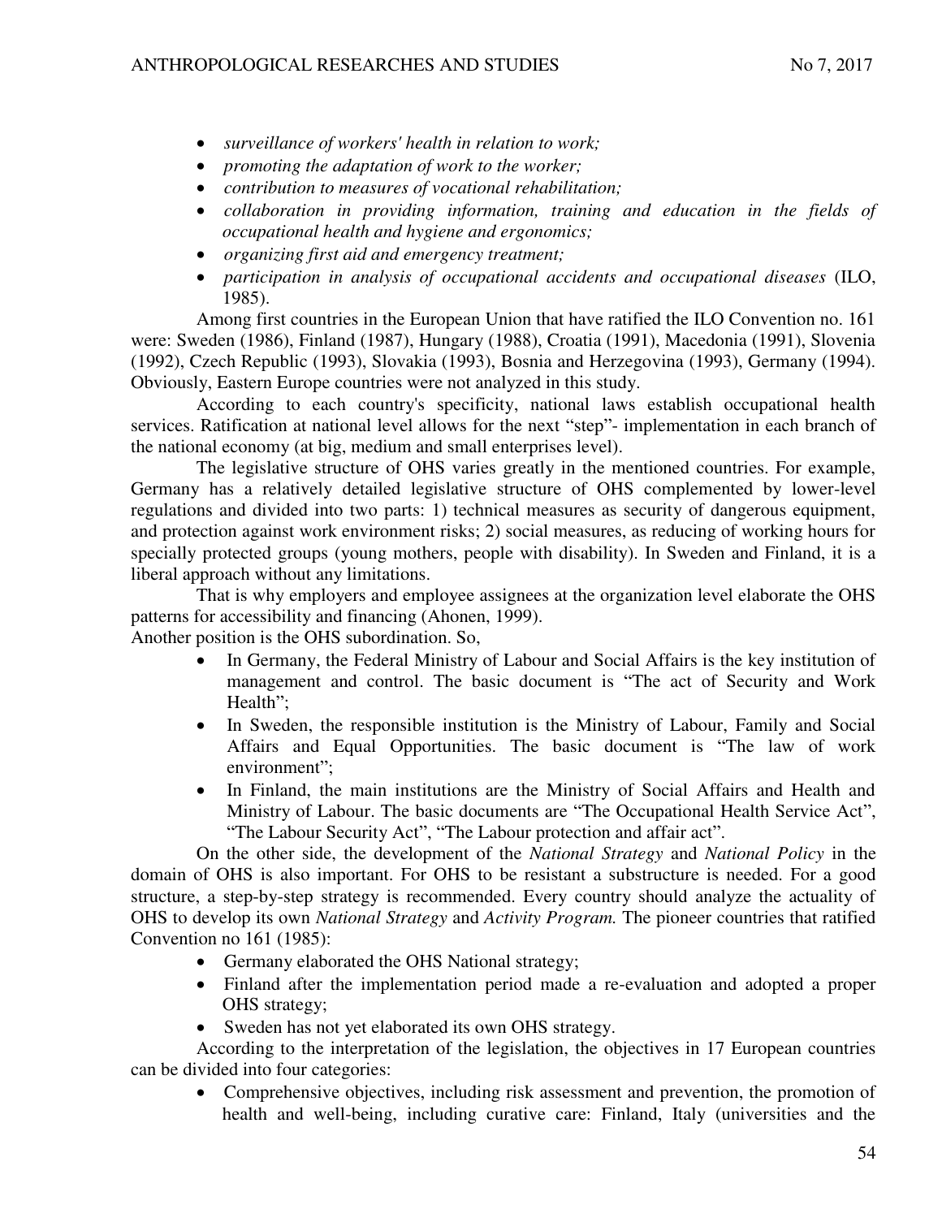- *surveillance of workers' health in relation to work;*
- *promoting the adaptation of work to the worker;*
- *contribution to measures of vocational rehabilitation;*
- *collaboration in providing information, training and education in the fields of occupational health and hygiene and ergonomics;*
- *organizing first aid and emergency treatment;*
- *participation in analysis of occupational accidents and occupational diseases* (ILO, 1985).

Among first countries in the European Union that have ratified the ILO Convention no. 161 were: Sweden (1986), Finland (1987), Hungary (1988), Croatia (1991), Macedonia (1991), Slovenia (1992), Czech Republic (1993), Slovakia (1993), Bosnia and Herzegovina (1993), Germany (1994). Obviously, Eastern Europe countries were not analyzed in this study.

According to each country's specificity, national laws establish occupational health services. Ratification at national level allows for the next "step"- implementation in each branch of the national economy (at big, medium and small enterprises level).

The legislative structure of OHS varies greatly in the mentioned countries. For example, Germany has a relatively detailed legislative structure of OHS complemented by lower-level regulations and divided into two parts: 1) technical measures as security of dangerous equipment, and protection against work environment risks; 2) social measures, as reducing of working hours for specially protected groups (young mothers, people with disability). In Sweden and Finland, it is a liberal approach without any limitations.

That is why employers and employee assignees at the organization level elaborate the OHS patterns for accessibility and financing (Ahonen, 1999).

Another position is the OHS subordination. So,

- In Germany, the Federal Ministry of Labour and Social Affairs is the key institution of management and control. The basic document is "The act of Security and Work Health";
- In Sweden, the responsible institution is the Ministry of Labour, Family and Social Affairs and Equal Opportunities. The basic document is "The law of work environment";
- In Finland, the main institutions are the Ministry of Social Affairs and Health and Ministry of Labour. The basic documents are "The Occupational Health Service Act", "The Labour Security Act", "The Labour protection and affair act".

On the other side, the development of the *National Strategy* and *National Policy* in the domain of OHS is also important. For OHS to be resistant a substructure is needed. For a good structure, a step-by-step strategy is recommended. Every country should analyze the actuality of OHS to develop its own *National Strategy* and *Activity Program.* The pioneer countries that ratified Convention no 161 (1985):

- Germany elaborated the OHS National strategy;
- Finland after the implementation period made a re-evaluation and adopted a proper OHS strategy;
- Sweden has not yet elaborated its own OHS strategy.

According to the interpretation of the legislation, the objectives in 17 European countries can be divided into four categories:

- Comprehensive objectives, including risk assessment and prevention, the promotion of health and well-being, including curative care: Finland, Italy (universities and the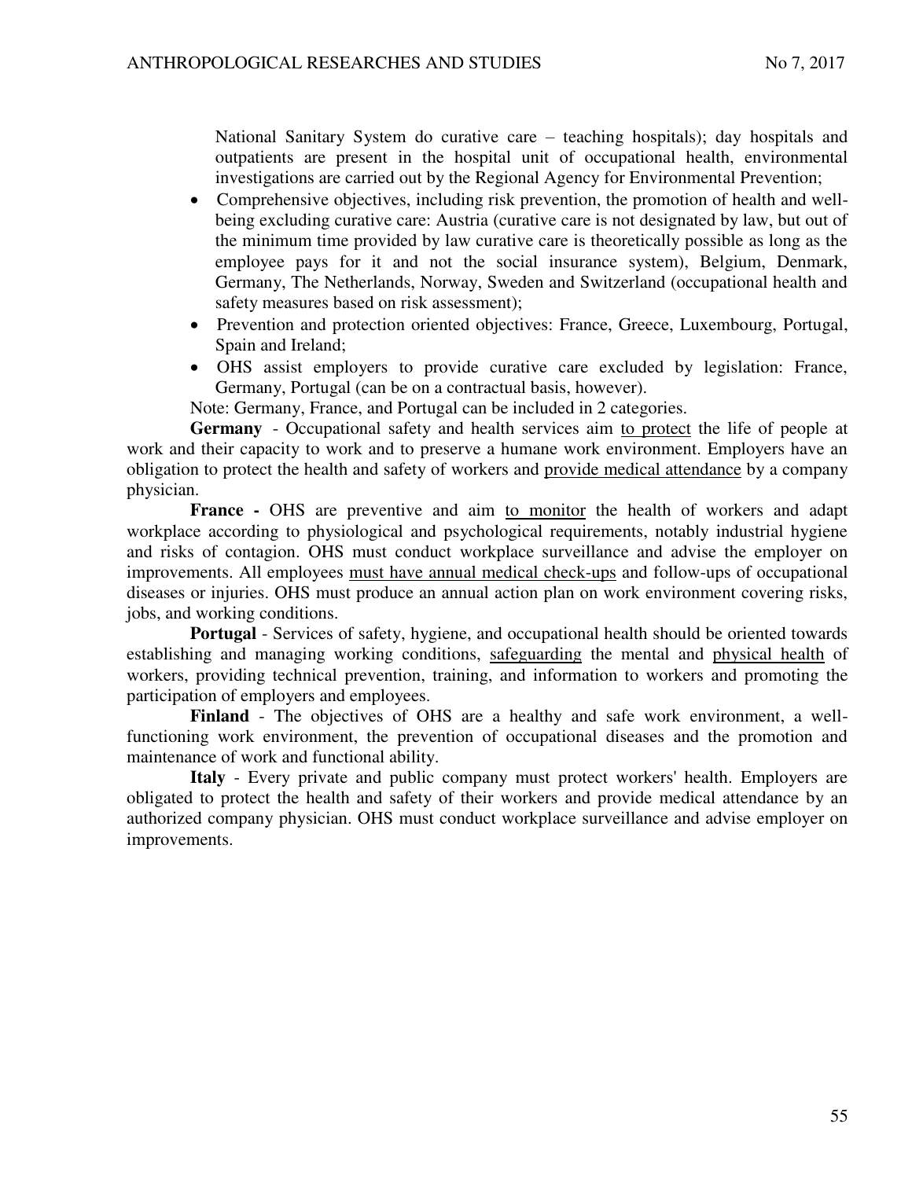National Sanitary System do curative care – teaching hospitals); day hospitals and outpatients are present in the hospital unit of occupational health, environmental investigations are carried out by the Regional Agency for Environmental Prevention;

- Comprehensive objectives, including risk prevention, the promotion of health and well-being excluding curative care: Austria (curative care is not designated by law, but out of the minimum time provided by law curative care is theoretically possible as long as the employee pays for it and not the social insurance system), Belgium, Denmark, Germany, The Netherlands, Norway, Sweden and Switzerland (occupational health and safety measures based on risk assessment);
- Prevention and protection oriented objectives: France, Greece, Luxembourg, Portugal, Spain and Ireland;
- OHS assist employers to provide curative care excluded by legislation: France, Germany, Portugal (can be on a contractual basis, however).

Note: Germany, France, and Portugal can be included in 2 categories.

**Germany** - Occupational safety and health services aim to protect the life of people at work and their capacity to work and to preserve a humane work environment. Employers have an obligation to protect the health and safety of workers and provide medical attendance by a company physician.

**France -** OHS are preventive and aim to monitor the health of workers and adapt workplace according to physiological and psychological requirements, notably industrial hygiene and risks of contagion. OHS must conduct workplace surveillance and advise the employer on improvements. All employees must have annual medical check-ups and follow-ups of occupational diseases or injuries. OHS must produce an annual action plan on work environment covering risks, jobs, and working conditions.

**Portugal** - Services of safety, hygiene, and occupational health should be oriented towards establishing and managing working conditions, safeguarding the mental and physical health of workers, providing technical prevention, training, and information to workers and promoting the participation of employers and employees.

**Finland** - The objectives of OHS are a healthy and safe work environment, a well-functioning work environment, the prevention of occupational diseases and the promotion and maintenance of work and functional ability.

**Italy** - Every private and public company must protect workers' health. Employers are obligated to protect the health and safety of their workers and provide medical attendance by an authorized company physician. OHS must conduct workplace surveillance and advise employer on improvements.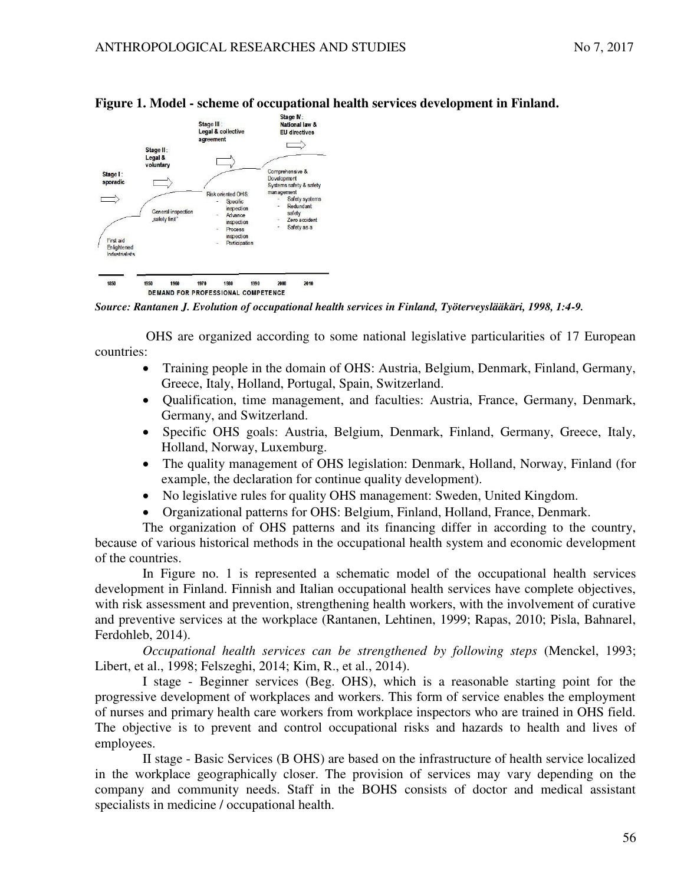**Figure 1. Model - scheme of occupational health services development in Finland.**

*Source: Rantanen J. Evolution of occupational health services in Finland, Työterveyslääkäri, 1998, 1:4-9.*

OHS are organized according to some national legislative particularities of 17 European countries:

- Training people in the domain of OHS: Austria, Belgium, Denmark, Finland, Germany, Greece, Italy, Holland, Portugal, Spain, Switzerland.
- Qualification, time management, and faculties: Austria, France, Germany, Denmark, Germany, and Switzerland.
- Specific OHS goals: Austria, Belgium, Denmark, Finland, Germany, Greece, Italy, Holland, Norway, Luxemburg.
- The quality management of OHS legislation: Denmark, Holland, Norway, Finland (for example, the declaration for continue quality development).
- No legislative rules for quality OHS management: Sweden, United Kingdom.
- Organizational patterns for OHS: Belgium, Finland, Holland, France, Denmark.

The organization of OHS patterns and its financing differ in according to the country, because of various historical methods in the occupational health system and economic development of the countries.

In Figure no. 1 is represented a schematic model of the occupational health services development in Finland. Finnish and Italian occupational health services have complete objectives, with risk assessment and prevention, strengthening health workers, with the involvement of curative and preventive services at the workplace (Rantanen, Lehtinen, 1999; Rapas, 2010; Pisla, Bahnarel, Ferdohleb, 2014).

*Occupational health services can be strengthened by following steps* (Menckel, 1993; Libert, et al., 1998; Felszeghi, 2014; Kim, R., et al., 2014).

I stage - Beginner services (Beg. OHS), which is a reasonable starting point for the progressive development of workplaces and workers. This form of service enables the employment of nurses and primary health care workers from workplace inspectors who are trained in OHS field. The objective is to prevent and control occupational risks and hazards to health and lives of employees.

II stage - Basic Services (B OHS) are based on the infrastructure of health service localized in the workplace geographically closer. The provision of services may vary depending on the company and community needs. Staff in the BOHS consists of doctor and medical assistant specialists in medicine / occupational health.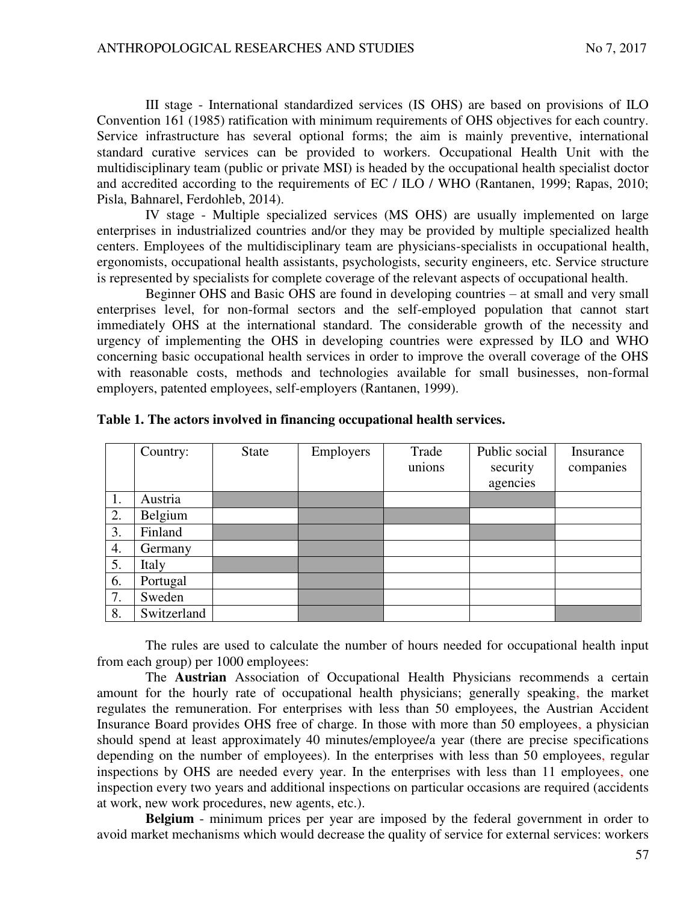III stage - International standardized services (IS OHS) are based on provisions of ILO Convention 161 (1985) ratification with minimum requirements of OHS objectives for each country. Service infrastructure has several optional forms; the aim is mainly preventive, international standard curative services can be provided to workers. Occupational Health Unit with the multidisciplinary team (public or private MSI) is headed by the occupational health specialist doctor and accredited according to the requirements of EC / ILO / WHO (Rantanen, 1999; Rapas, 2010; Pisla, Bahnarel, Ferdohleb, 2014).

IV stage - Multiple specialized services (MS OHS) are usually implemented on large enterprises in industrialized countries and/or they may be provided by multiple specialized health centers. Employees of the multidisciplinary team are physicians-specialists in occupational health, ergonomists, occupational health assistants, psychologists, security engineers, etc. Service structure is represented by specialists for complete coverage of the relevant aspects of occupational health.

Beginner OHS and Basic OHS are found in developing countries – at small and very small enterprises level, for non-formal sectors and the self-employed population that cannot start immediately OHS at the international standard. The considerable growth of the necessity and urgency of implementing the OHS in developing countries were expressed by ILO and WHO concerning basic occupational health services in order to improve the overall coverage of the OHS with reasonable costs, methods and technologies available for small businesses, non-formal employers, patented employees, self-employers (Rantanen, 1999).

**Table 1. The actors involved in financing occupational health services.**

| | Country: | State | Employers | Trade unions | Public social security agencies | Insurance companies |
|---|---|---|---|---|---|---|
| 1. | Austria | ■ | ■ | | ■ | |
| 2. | Belgium | | ■ | ■ | | |
| 3. | Finland | ■ | ■ | | ■ | |
| 4. | Germany | | ■ | | | |
| 5. | Italy | ■ | ■ | | | |
| 6. | Portugal | | ■ | | | |
| 7. | Sweden | | ■ | | | |
| 8. | Switzerland | | ■ | | | ■ |

The rules are used to calculate the number of hours needed for occupational health input from each group) per 1000 employees:

The **Austrian** Association of Occupational Health Physicians recommends a certain amount for the hourly rate of occupational health physicians; generally speaking, the market regulates the remuneration. For enterprises with less than 50 employees, the Austrian Accident Insurance Board provides OHS free of charge. In those with more than 50 employees, a physician should spend at least approximately 40 minutes/employee/a year (there are precise specifications depending on the number of employees). In the enterprises with less than 50 employees, regular inspections by OHS are needed every year. In the enterprises with less than 11 employees, one inspection every two years and additional inspections on particular occasions are required (accidents at work, new work procedures, new agents, etc.).

**Belgium** - minimum prices per year are imposed by the federal government in order to avoid market mechanisms which would decrease the quality of service for external services: workers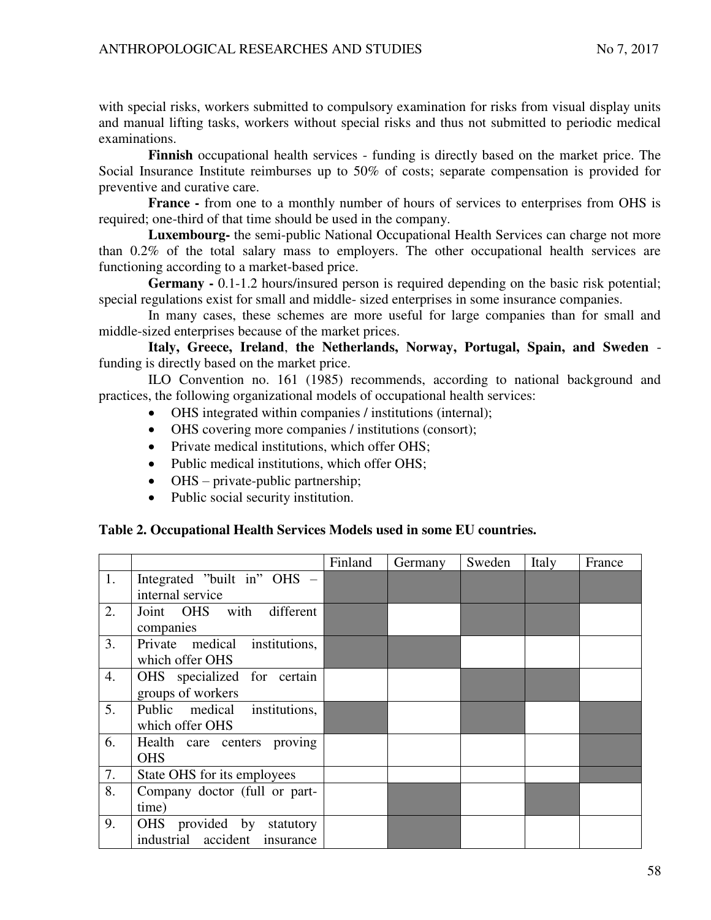with special risks, workers submitted to compulsory examination for risks from visual display units and manual lifting tasks, workers without special risks and thus not submitted to periodic medical examinations.

**Finnish** occupational health services - funding is directly based on the market price. The Social Insurance Institute reimburses up to 50% of costs; separate compensation is provided for preventive and curative care.

**France -** from one to a monthly number of hours of services to enterprises from OHS is required; one-third of that time should be used in the company.

**Luxembourg-** the semi-public National Occupational Health Services can charge not more than 0.2% of the total salary mass to employers. The other occupational health services are functioning according to a market-based price.

**Germany -** 0.1-1.2 hours/insured person is required depending on the basic risk potential; special regulations exist for small and middle- sized enterprises in some insurance companies.

In many cases, these schemes are more useful for large companies than for small and middle-sized enterprises because of the market prices.

**Italy, Greece, Ireland**, **the Netherlands, Norway, Portugal, Spain, and Sweden** - funding is directly based on the market price.

ILO Convention no. 161 (1985) recommends, according to national background and practices, the following organizational models of occupational health services:

- OHS integrated within companies / institutions (internal);
- OHS covering more companies / institutions (consort);
- Private medical institutions, which offer OHS;
- Public medical institutions, which offer OHS;
- OHS – private-public partnership;
- Public social security institution.

**Table 2. Occupational Health Services Models used in some EU countries.**

| | | Finland | Germany | Sweden | Italy | France |
|---|---|---|---|---|---|---|
| 1. | Integrated "built in" OHS – internal service | X | X | X | X | X |
| 2. | Joint OHS with different companies | X | | X | X | |
| 3. | Private medical institutions, which offer OHS | X | X | | | |
| 4. | OHS specialized for certain groups of workers | | | X | X | |
| 5. | Public medical institutions, which offer OHS | X | | X | | X |
| 6. | Health care centers proving OHS | | | | | X |
| 7. | State OHS for its employees | | | | | X |
| 8. | Company doctor (full or part-time) | | X | | X | |
| 9. | OHS provided by statutory industrial accident insurance | | X | | | |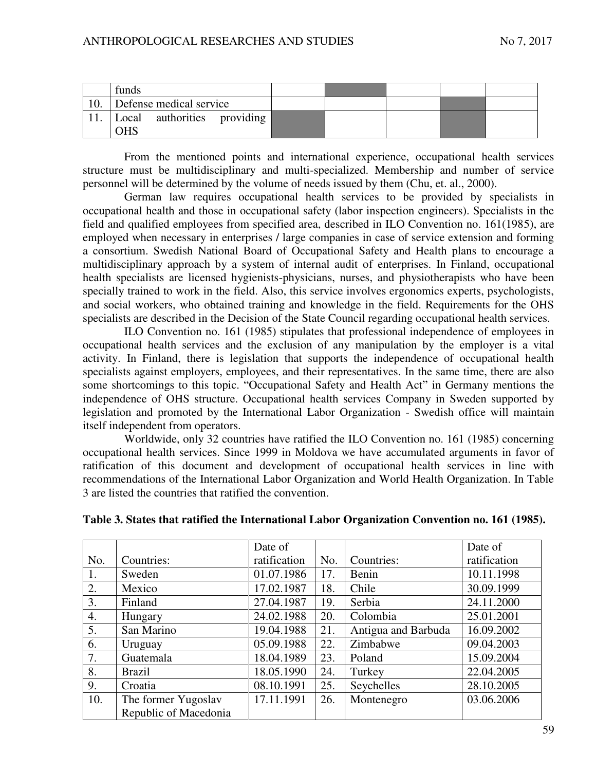| | funds | | | | | |
|---|---|---|---|---|---|---|
| 10. | Defense medical service | | | | | |
| 11. | Local authorities providing OHS | | | | | |

From the mentioned points and international experience, occupational health services structure must be multidisciplinary and multi-specialized. Membership and number of service personnel will be determined by the volume of needs issued by them (Chu, et. al., 2000).

German law requires occupational health services to be provided by specialists in occupational health and those in occupational safety (labor inspection engineers). Specialists in the field and qualified employees from specified area, described in ILO Convention no. 161(1985), are employed when necessary in enterprises / large companies in case of service extension and forming a consortium. Swedish National Board of Occupational Safety and Health plans to encourage a multidisciplinary approach by a system of internal audit of enterprises. In Finland, occupational health specialists are licensed hygienists-physicians, nurses, and physiotherapists who have been specially trained to work in the field. Also, this service involves ergonomics experts, psychologists, and social workers, who obtained training and knowledge in the field. Requirements for the OHS specialists are described in the Decision of the State Council regarding occupational health services.

ILO Convention no. 161 (1985) stipulates that professional independence of employees in occupational health services and the exclusion of any manipulation by the employer is a vital activity. In Finland, there is legislation that supports the independence of occupational health specialists against employers, employees, and their representatives. In the same time, there are also some shortcomings to this topic. "Occupational Safety and Health Act" in Germany mentions the independence of OHS structure. Occupational health services Company in Sweden supported by legislation and promoted by the International Labor Organization - Swedish office will maintain itself independent from operators.

Worldwide, only 32 countries have ratified the ILO Convention no. 161 (1985) concerning occupational health services. Since 1999 in Moldova we have accumulated arguments in favor of ratification of this document and development of occupational health services in line with recommendations of the International Labor Organization and World Health Organization. In Table 3 are listed the countries that ratified the convention.

**Table 3. States that ratified the International Labor Organization Convention no. 161 (1985).**

| No. | Countries: | Date of ratification | No. | Countries: | Date of ratification |
|---|---|---|---|---|---|
| 1. | Sweden | 01.07.1986 | 17. | Benin | 10.11.1998 |
| 2. | Mexico | 17.02.1987 | 18. | Chile | 30.09.1999 |
| 3. | Finland | 27.04.1987 | 19. | Serbia | 24.11.2000 |
| 4. | Hungary | 24.02.1988 | 20. | Colombia | 25.01.2001 |
| 5. | San Marino | 19.04.1988 | 21. | Antigua and Barbuda | 16.09.2002 |
| 6. | Uruguay | 05.09.1988 | 22. | Zimbabwe | 09.04.2003 |
| 7. | Guatemala | 18.04.1989 | 23. | Poland | 15.09.2004 |
| 8. | Brazil | 18.05.1990 | 24. | Turkey | 22.04.2005 |
| 9. | Croatia | 08.10.1991 | 25. | Seychelles | 28.10.2005 |
| 10. | The former Yugoslav Republic of Macedonia | 17.11.1991 | 26. | Montenegro | 03.06.2006 |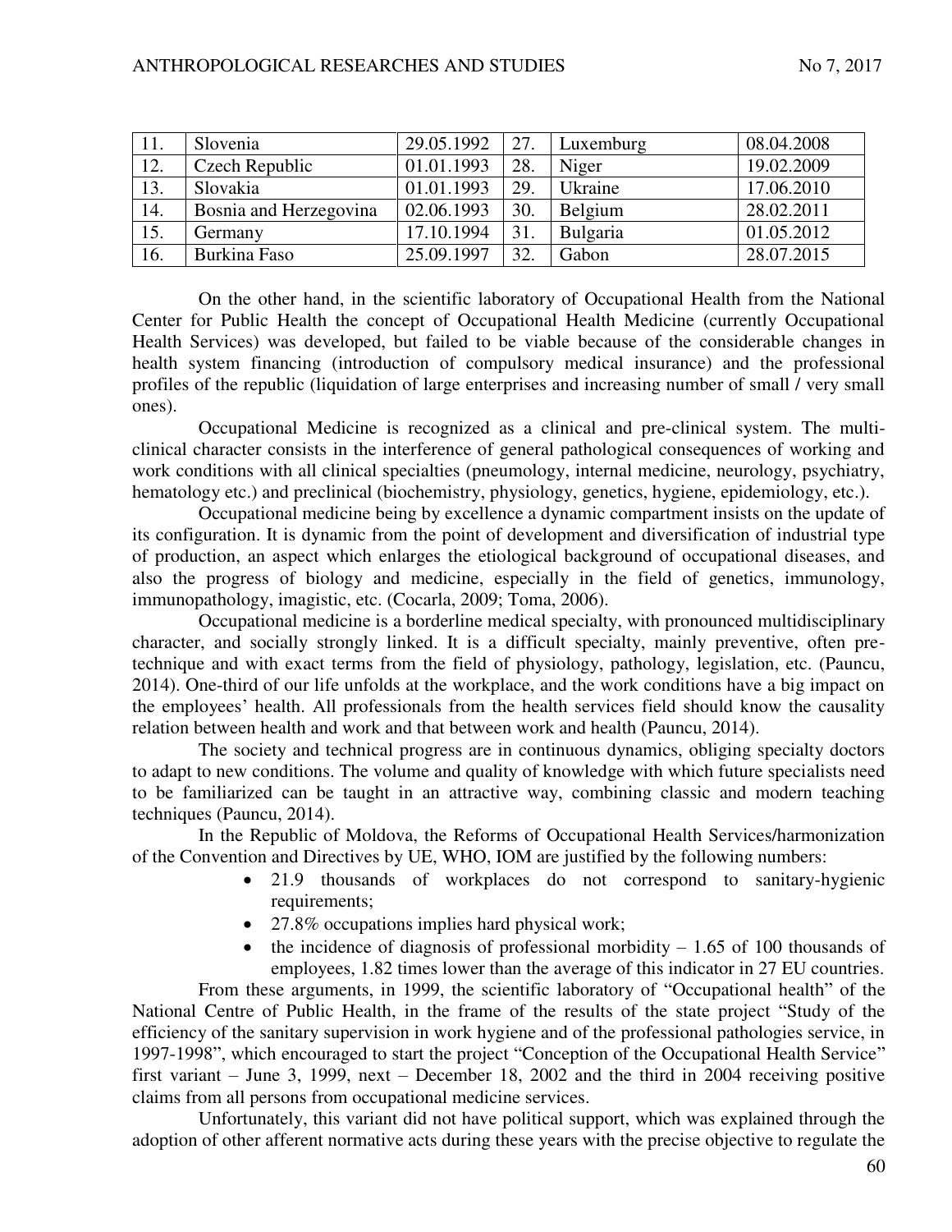| 11. | Slovenia | 29.05.1992 | 27. | Luxemburg | 08.04.2008 |
|---|---|---|---|---|---|
| 12. | Czech Republic | 01.01.1993 | 28. | Niger | 19.02.2009 |
| 13. | Slovakia | 01.01.1993 | 29. | Ukraine | 17.06.2010 |
| 14. | Bosnia and Herzegovina | 02.06.1993 | 30. | Belgium | 28.02.2011 |
| 15. | Germany | 17.10.1994 | 31. | Bulgaria | 01.05.2012 |
| 16. | Burkina Faso | 25.09.1997 | 32. | Gabon | 28.07.2015 |

On the other hand, in the scientific laboratory of Occupational Health from the National Center for Public Health the concept of Occupational Health Medicine (currently Occupational Health Services) was developed, but failed to be viable because of the considerable changes in health system financing (introduction of compulsory medical insurance) and the professional profiles of the republic (liquidation of large enterprises and increasing number of small / very small ones).

Occupational Medicine is recognized as a clinical and pre-clinical system. The multi-clinical character consists in the interference of general pathological consequences of working and work conditions with all clinical specialties (pneumology, internal medicine, neurology, psychiatry, hematology etc.) and preclinical (biochemistry, physiology, genetics, hygiene, epidemiology, etc.).

Occupational medicine being by excellence a dynamic compartment insists on the update of its configuration. It is dynamic from the point of development and diversification of industrial type of production, an aspect which enlarges the etiological background of occupational diseases, and also the progress of biology and medicine, especially in the field of genetics, immunology, immunopathology, imagistic, etc. (Cocarla, 2009; Toma, 2006).

Occupational medicine is a borderline medical specialty, with pronounced multidisciplinary character, and socially strongly linked. It is a difficult specialty, mainly preventive, often pre-technique and with exact terms from the field of physiology, pathology, legislation, etc. (Pauncu, 2014). One-third of our life unfolds at the workplace, and the work conditions have a big impact on the employees' health. All professionals from the health services field should know the causality relation between health and work and that between work and health (Pauncu, 2014).

The society and technical progress are in continuous dynamics, obliging specialty doctors to adapt to new conditions. The volume and quality of knowledge with which future specialists need to be familiarized can be taught in an attractive way, combining classic and modern teaching techniques (Pauncu, 2014).

In the Republic of Moldova, the Reforms of Occupational Health Services/harmonization of the Convention and Directives by UE, WHO, IOM are justified by the following numbers:

- 21.9 thousands of workplaces do not correspond to sanitary-hygienic requirements;
- 27.8% occupations implies hard physical work;
- the incidence of diagnosis of professional morbidity – 1.65 of 100 thousands of employees, 1.82 times lower than the average of this indicator in 27 EU countries.

From these arguments, in 1999, the scientific laboratory of "Occupational health" of the National Centre of Public Health, in the frame of the results of the state project "Study of the efficiency of the sanitary supervision in work hygiene and of the professional pathologies service, in 1997-1998", which encouraged to start the project "Conception of the Occupational Health Service" first variant – June 3, 1999, next – December 18, 2002 and the third in 2004 receiving positive claims from all persons from occupational medicine services.

Unfortunately, this variant did not have political support, which was explained through the adoption of other afferent normative acts during these years with the precise objective to regulate the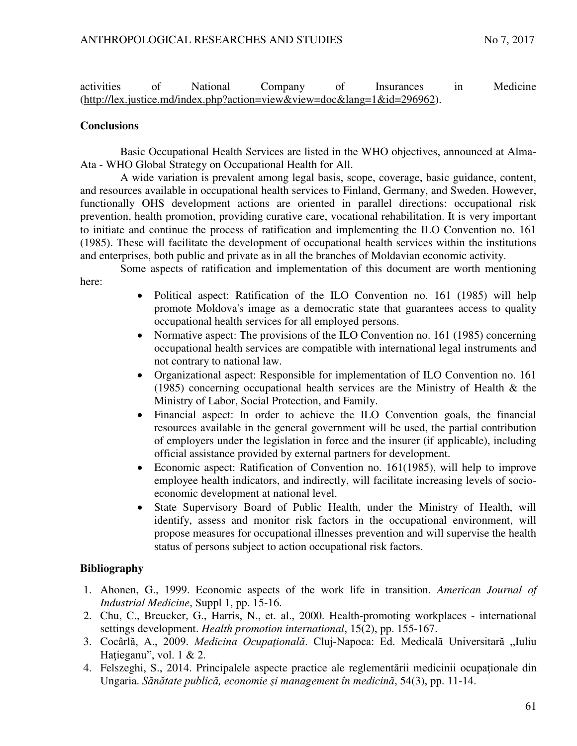activities of National Company of Insurances in Medicine (http://lex.justice.md/index.php?action=view&view=doc&lang=1&id=296962).

## Conclusions

Basic Occupational Health Services are listed in the WHO objectives, announced at Alma-Ata - WHO Global Strategy on Occupational Health for All.

A wide variation is prevalent among legal basis, scope, coverage, basic guidance, content, and resources available in occupational health services to Finland, Germany, and Sweden. However, functionally OHS development actions are oriented in parallel directions: occupational risk prevention, health promotion, providing curative care, vocational rehabilitation. It is very important to initiate and continue the process of ratification and implementing the ILO Convention no. 161 (1985). These will facilitate the development of occupational health services within the institutions and enterprises, both public and private as in all the branches of Moldavian economic activity.

Some aspects of ratification and implementation of this document are worth mentioning here:

- Political aspect: Ratification of the ILO Convention no. 161 (1985) will help promote Moldova's image as a democratic state that guarantees access to quality occupational health services for all employed persons.
- Normative aspect: The provisions of the ILO Convention no. 161 (1985) concerning occupational health services are compatible with international legal instruments and not contrary to national law.
- Organizational aspect: Responsible for implementation of ILO Convention no. 161 (1985) concerning occupational health services are the Ministry of Health & the Ministry of Labor, Social Protection, and Family.
- Financial aspect: In order to achieve the ILO Convention goals, the financial resources available in the general government will be used, the partial contribution of employers under the legislation in force and the insurer (if applicable), including official assistance provided by external partners for development.
- Economic aspect: Ratification of Convention no. 161(1985), will help to improve employee health indicators, and indirectly, will facilitate increasing levels of socio-economic development at national level.
- State Supervisory Board of Public Health, under the Ministry of Health, will identify, assess and monitor risk factors in the occupational environment, will propose measures for occupational illnesses prevention and will supervise the health status of persons subject to action occupational risk factors.

## Bibliography

1. Ahonen, G., 1999. Economic aspects of the work life in transition. *American Journal of Industrial Medicine*, Suppl 1, pp. 15-16.
2. Chu, C., Breucker, G., Harris, N., et. al., 2000. Health-promoting workplaces - international settings development. *Health promotion international*, 15(2), pp. 155-167.
3. Cocârlă, A., 2009. *Medicina Ocupaţională*. Cluj-Napoca: Ed. Medicală Universitară „Iuliu Haţieganu", vol. 1 & 2.
4. Felszeghi, S., 2014. Principalele aspecte practice ale reglementării medicinii ocupaţionale din Ungaria. *Sănătate publică, economie şi management în medicină*, 54(3), pp. 11-14.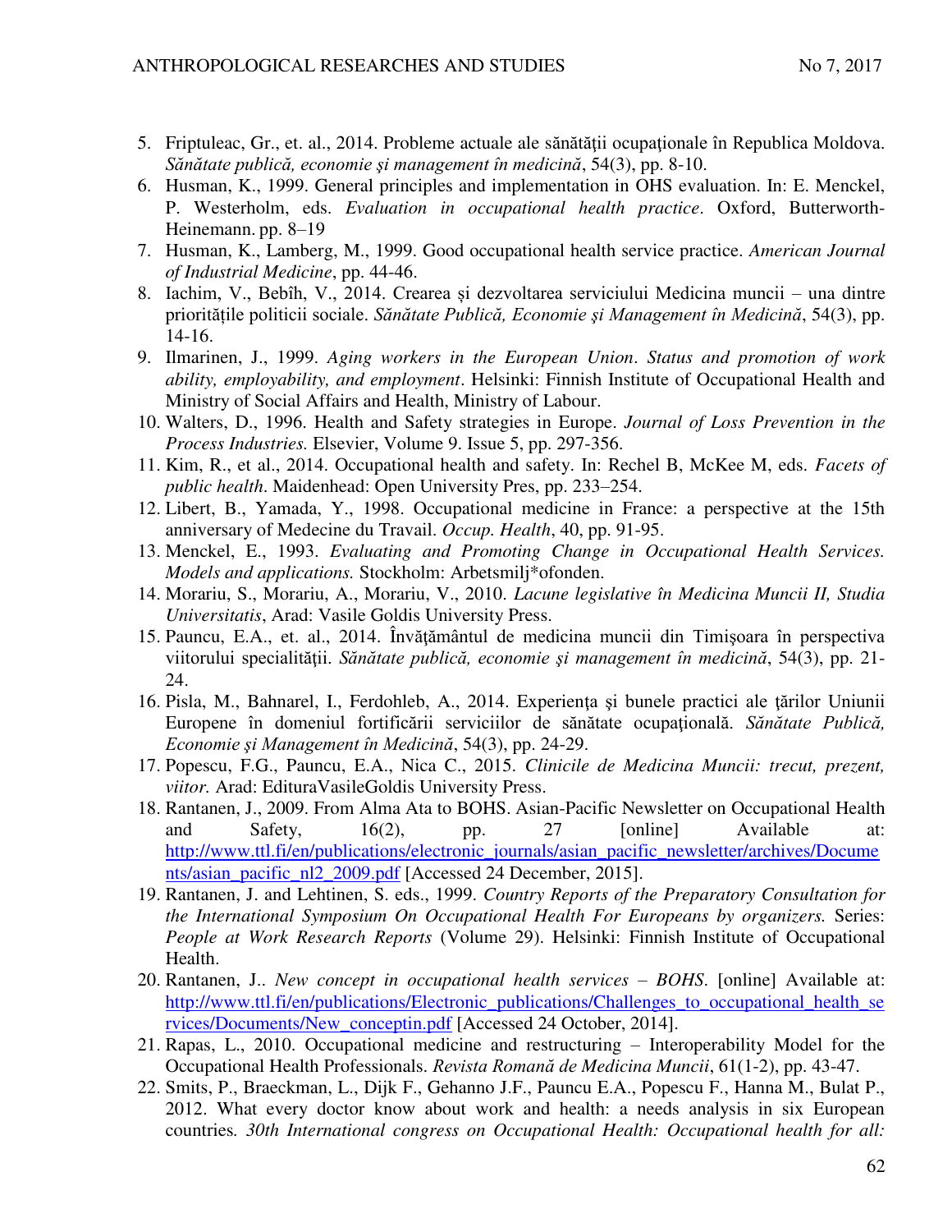5. Friptuleac, Gr., et. al., 2014. Probleme actuale ale sănătăţii ocupaţionale în Republica Moldova. *Sănătate publică, economie şi management în medicină*, 54(3), pp. 8-10.
6. Husman, K., 1999. General principles and implementation in OHS evaluation. In: E. Menckel, P. Westerholm, eds. *Evaluation in occupational health practice*. Oxford, Butterworth-Heinemann. pp. 8–19
7. Husman, K., Lamberg, M., 1999. Good occupational health service practice. *American Journal of Industrial Medicine*, pp. 44-46.
8. Iachim, V., Bebîh, V., 2014. Crearea și dezvoltarea serviciului Medicina muncii – una dintre prioritățile politicii sociale. *Sănătate Publică, Economie şi Management în Medicină*, 54(3), pp. 14-16.
9. Ilmarinen, J., 1999. *Aging workers in the European Union. Status and promotion of work ability, employability, and employment*. Helsinki: Finnish Institute of Occupational Health and Ministry of Social Affairs and Health, Ministry of Labour.
10. Walters, D., 1996. Health and Safety strategies in Europe. *Journal of Loss Prevention in the Process Industries.* Elsevier, Volume 9. Issue 5, pp. 297-356.
11. Kim, R., et al., 2014. Occupational health and safety. In: Rechel B, McKee M, eds. *Facets of public health*. Maidenhead: Open University Pres, pp. 233–254.
12. Libert, B., Yamada, Y., 1998. Occupational medicine in France: a perspective at the 15th anniversary of Medecine du Travail. *Occup. Health*, 40, pp. 91-95.
13. Menckel, E., 1993. *Evaluating and Promoting Change in Occupational Health Services. Models and applications.* Stockholm: Arbetsmilj*ofonden.
14. Morariu, S., Morariu, A., Morariu, V., 2010. *Lacune legislative în Medicina Muncii II, Studia Universitatis*, Arad: Vasile Goldis University Press.
15. Pauncu, E.A., et. al., 2014. Învăţământul de medicina muncii din Timişoara în perspectiva viitorului specialităţii. *Sănătate publică, economie şi management în medicină*, 54(3), pp. 21-24.
16. Pisla, M., Bahnarel, I., Ferdohleb, A., 2014. Experienţa şi bunele practici ale ţărilor Uniunii Europene în domeniul fortificării serviciilor de sănătate ocupaţională. *Sănătate Publică, Economie şi Management în Medicină*, 54(3), pp. 24-29.
17. Popescu, F.G., Pauncu, E.A., Nica C., 2015. *Clinicile de Medicina Muncii: trecut, prezent, viitor.* Arad: EdituraVasileGoldis University Press.
18. Rantanen, J., 2009. From Alma Ata to BOHS. Asian-Pacific Newsletter on Occupational Health and Safety, 16(2), pp. 27 [online] Available at: http://www.ttl.fi/en/publications/electronic_journals/asian_pacific_newsletter/archives/Documents/asian_pacific_nl2_2009.pdf [Accessed 24 December, 2015].
19. Rantanen, J. and Lehtinen, S. eds., 1999. *Country Reports of the Preparatory Consultation for the International Symposium On Occupational Health For Europeans by organizers.* Series: *People at Work Research Reports* (Volume 29). Helsinki: Finnish Institute of Occupational Health.
20. Rantanen, J.. *New concept in occupational health services – BOHS*. [online] Available at: http://www.ttl.fi/en/publications/Electronic_publications/Challenges_to_occupational_health_services/Documents/New_conceptin.pdf [Accessed 24 October, 2014].
21. Rapas, L., 2010. Occupational medicine and restructuring – Interoperability Model for the Occupational Health Professionals. *Revista Română de Medicina Muncii*, 61(1-2), pp. 43-47.
22. Smits, P., Braeckman, L., Dijk F., Gehanno J.F., Pauncu E.A., Popescu F., Hanna M., Bulat P., 2012. What every doctor know about work and health: a needs analysis in six European countries*.* *30th International congress on Occupational Health: Occupational health for all:*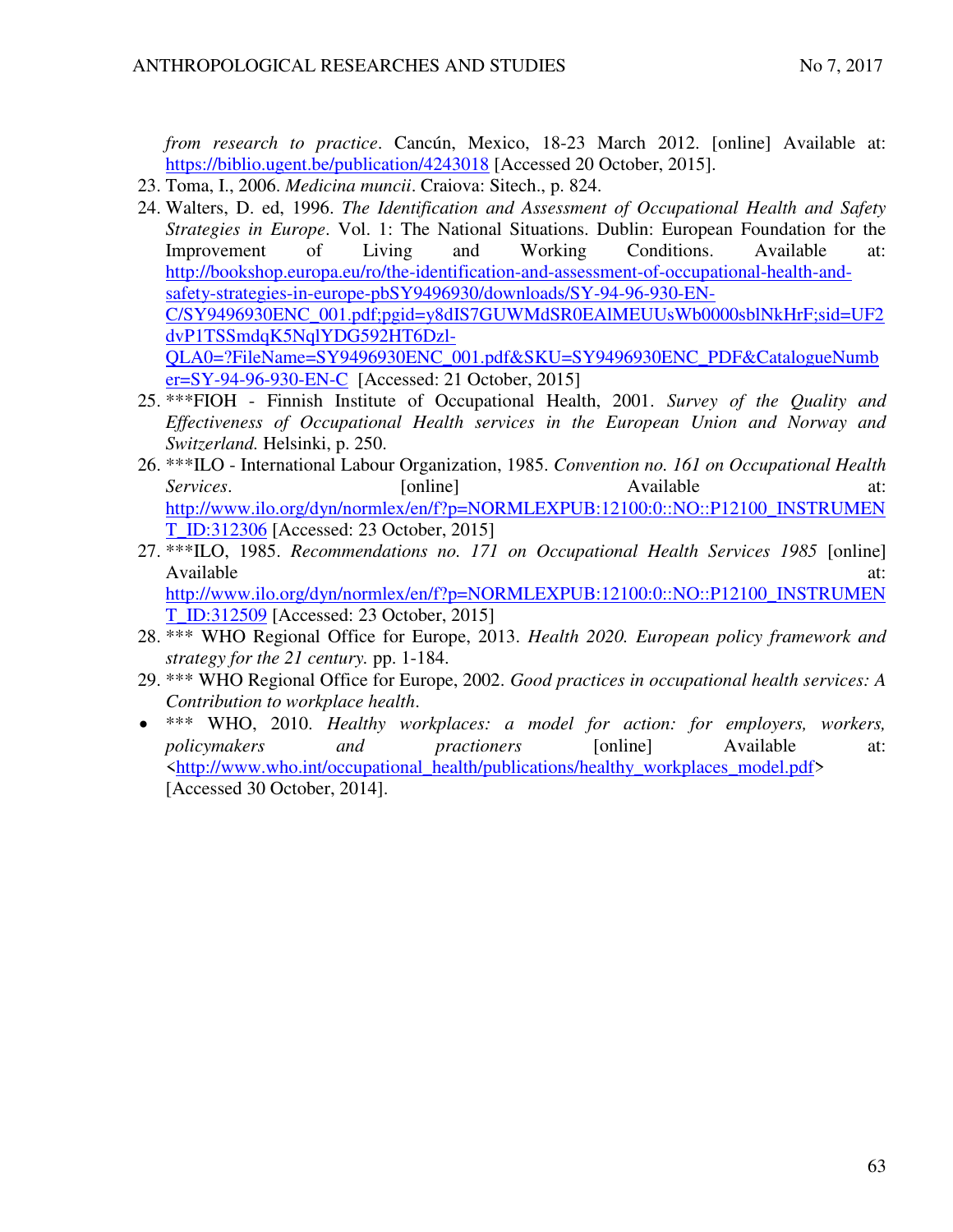*from research to practice*. Cancún, Mexico, 18-23 March 2012. [online] Available at: https://biblio.ugent.be/publication/4243018 [Accessed 20 October, 2015].

23. Toma, I., 2006. *Medicina muncii*. Craiova: Sitech., p. 824.
24. Walters, D. ed, 1996. *The Identification and Assessment of Occupational Health and Safety Strategies in Europe*. Vol. 1: The National Situations. Dublin: European Foundation for the Improvement of Living and Working Conditions. Available at: http://bookshop.europa.eu/ro/the-identification-and-assessment-of-occupational-health-and-safety-strategies-in-europe-pbSY9496930/downloads/SY-94-96-930-EN-C/SY9496930ENC_001.pdf;pgid=y8dIS7GUWMdSR0EAlMEUUsWb0000sblNkHrF;sid=UF2dvP1TSSmdqK5NqlYDG592HT6Dzl-QLA0=?FileName=SY9496930ENC_001.pdf&SKU=SY9496930ENC_PDF&CatalogueNumber=SY-94-96-930-EN-C [Accessed: 21 October, 2015]
25. ***FIOH - Finnish Institute of Occupational Health, 2001. *Survey of the Quality and Effectiveness of Occupational Health services in the European Union and Norway and Switzerland.* Helsinki, p. 250.
26. ***ILO - International Labour Organization, 1985. *Convention no. 161 on Occupational Health Services*. [online] Available at: http://www.ilo.org/dyn/normlex/en/f?p=NORMLEXPUB:12100:0::NO::P12100_INSTRUMENT_ID:312306 [Accessed: 23 October, 2015]
27. ***ILO, 1985. *Recommendations no. 171 on Occupational Health Services 1985* [online] Available at: http://www.ilo.org/dyn/normlex/en/f?p=NORMLEXPUB:12100:0::NO::P12100_INSTRUMENT_ID:312509 [Accessed: 23 October, 2015]
28. *** WHO Regional Office for Europe, 2013. *Health 2020. European policy framework and strategy for the 21 century.* pp. 1-184.
29. *** WHO Regional Office for Europe, 2002. *Good practices in occupational health services: A Contribution to workplace health*.

- *** WHO, 2010. *Healthy workplaces: a model for action: for employers, workers, policymakers and practioners* [online] Available at: <http://www.who.int/occupational_health/publications/healthy_workplaces_model.pdf> [Accessed 30 October, 2014].